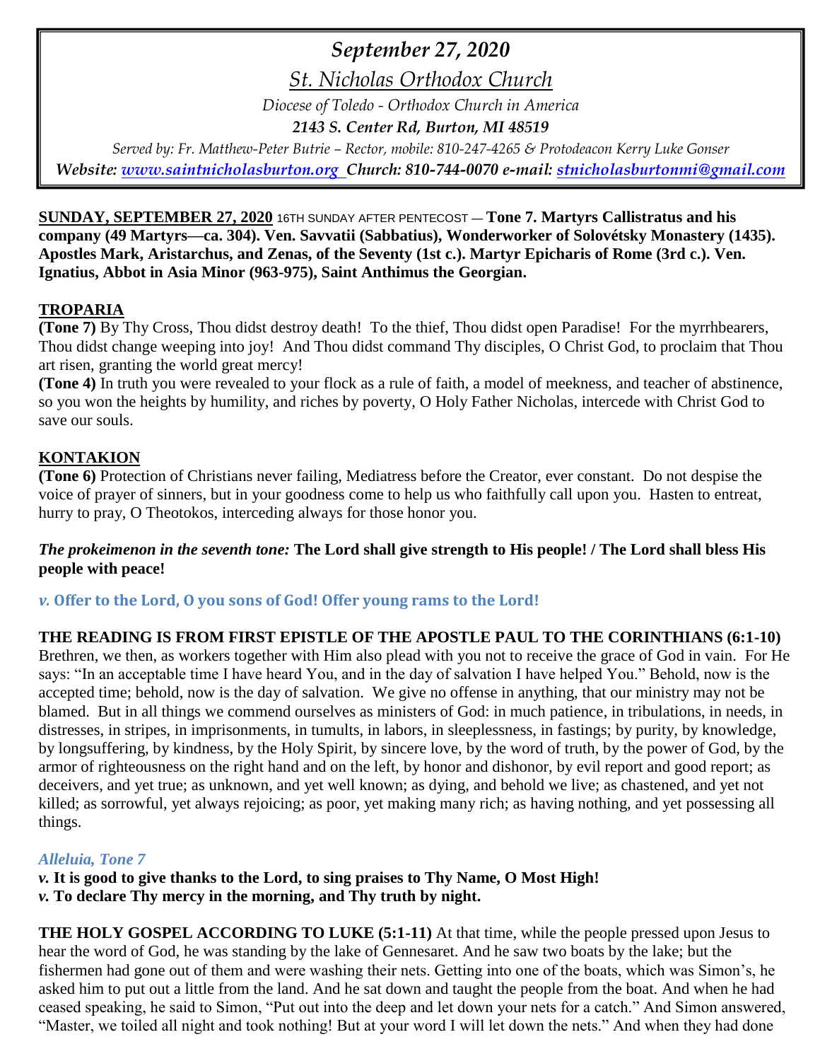# *September 27, 2020*

## *St. Nicholas Orthodox Church*

*Diocese of Toledo - Orthodox Church in America*

***2143 S. Center Rd, Burton, MI 48519***

*Served by: Fr. Matthew-Peter Butrie – Rector, mobile: 810-247-4265 & Protodeacon Kerry Luke Gonser*

***Website: www.saintnicholasburton.org Church: 810-744-0070 e-mail: stnicholasburtonmi@gmail.com***

**SUNDAY, SEPTEMBER 27, 2020** 16TH SUNDAY AFTER PENTECOST — **Tone 7. Martyrs Callistratus and his company (49 Martyrs—ca. 304). Ven. Savvatii (Sabbatius), Wonderworker of Solovétsky Monastery (1435). Apostles Mark, Aristarchus, and Zenas, of the Seventy (1st c.). Martyr Epicharis of Rome (3rd c.). Ven. Ignatius, Abbot in Asia Minor (963-975), Saint Anthimus the Georgian.**

**TROPARIA**

**(Tone 7)** By Thy Cross, Thou didst destroy death! To the thief, Thou didst open Paradise! For the myrrhbearers, Thou didst change weeping into joy! And Thou didst command Thy disciples, O Christ God, to proclaim that Thou art risen, granting the world great mercy!

**(Tone 4)** In truth you were revealed to your flock as a rule of faith, a model of meekness, and teacher of abstinence, so you won the heights by humility, and riches by poverty, O Holy Father Nicholas, intercede with Christ God to save our souls.

**KONTAKION**

**(Tone 6)** Protection of Christians never failing, Mediatress before the Creator, ever constant. Do not despise the voice of prayer of sinners, but in your goodness come to help us who faithfully call upon you. Hasten to entreat, hurry to pray, O Theotokos, interceding always for those honor you.

***The prokeimenon in the seventh tone:* The Lord shall give strength to His people! / The Lord shall bless His people with peace!**

***v.* Offer to the Lord, O you sons of God! Offer young rams to the Lord!**

**THE READING IS FROM FIRST EPISTLE OF THE APOSTLE PAUL TO THE CORINTHIANS (6:1-10)**
Brethren, we then, as workers together with Him also plead with you not to receive the grace of God in vain. For He says: "In an acceptable time I have heard You, and in the day of salvation I have helped You." Behold, now is the accepted time; behold, now is the day of salvation. We give no offense in anything, that our ministry may not be blamed. But in all things we commend ourselves as ministers of God: in much patience, in tribulations, in needs, in distresses, in stripes, in imprisonments, in tumults, in labors, in sleeplessness, in fastings; by purity, by knowledge, by longsuffering, by kindness, by the Holy Spirit, by sincere love, by the word of truth, by the power of God, by the armor of righteousness on the right hand and on the left, by honor and dishonor, by evil report and good report; as deceivers, and yet true; as unknown, and yet well known; as dying, and behold we live; as chastened, and yet not killed; as sorrowful, yet always rejoicing; as poor, yet making many rich; as having nothing, and yet possessing all things.

***Alleluia, Tone 7***

***v.* It is good to give thanks to the Lord, to sing praises to Thy Name, O Most High!**
***v.* To declare Thy mercy in the morning, and Thy truth by night.**

**THE HOLY GOSPEL ACCORDING TO LUKE (5:1-11)** At that time, while the people pressed upon Jesus to hear the word of God, he was standing by the lake of Gennesaret. And he saw two boats by the lake; but the fishermen had gone out of them and were washing their nets. Getting into one of the boats, which was Simon's, he asked him to put out a little from the land. And he sat down and taught the people from the boat. And when he had ceased speaking, he said to Simon, "Put out into the deep and let down your nets for a catch." And Simon answered, "Master, we toiled all night and took nothing! But at your word I will let down the nets." And when they had done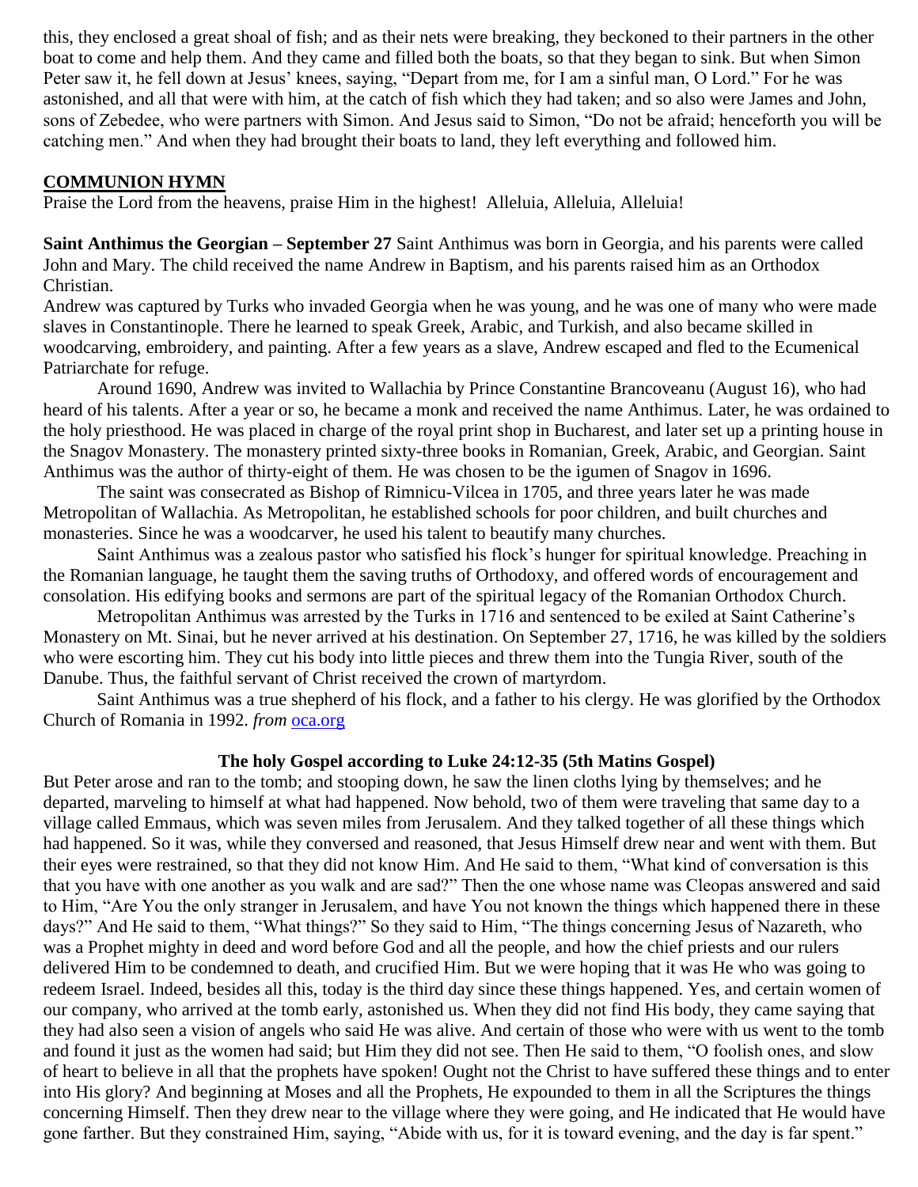this, they enclosed a great shoal of fish; and as their nets were breaking, they beckoned to their partners in the other boat to come and help them. And they came and filled both the boats, so that they began to sink. But when Simon Peter saw it, he fell down at Jesus' knees, saying, "Depart from me, for I am a sinful man, O Lord." For he was astonished, and all that were with him, at the catch of fish which they had taken; and so also were James and John, sons of Zebedee, who were partners with Simon. And Jesus said to Simon, "Do not be afraid; henceforth you will be catching men." And when they had brought their boats to land, they left everything and followed him.

**COMMUNION HYMN**

Praise the Lord from the heavens, praise Him in the highest! Alleluia, Alleluia, Alleluia!

**Saint Anthimus the Georgian – September 27** Saint Anthimus was born in Georgia, and his parents were called John and Mary. The child received the name Andrew in Baptism, and his parents raised him as an Orthodox Christian.

Andrew was captured by Turks who invaded Georgia when he was young, and he was one of many who were made slaves in Constantinople. There he learned to speak Greek, Arabic, and Turkish, and also became skilled in woodcarving, embroidery, and painting. After a few years as a slave, Andrew escaped and fled to the Ecumenical Patriarchate for refuge.

Around 1690, Andrew was invited to Wallachia by Prince Constantine Brancoveanu (August 16), who had heard of his talents. After a year or so, he became a monk and received the name Anthimus. Later, he was ordained to the holy priesthood. He was placed in charge of the royal print shop in Bucharest, and later set up a printing house in the Snagov Monastery. The monastery printed sixty-three books in Romanian, Greek, Arabic, and Georgian. Saint Anthimus was the author of thirty-eight of them. He was chosen to be the igumen of Snagov in 1696.

The saint was consecrated as Bishop of Rimnicu-Vilcea in 1705, and three years later he was made Metropolitan of Wallachia. As Metropolitan, he established schools for poor children, and built churches and monasteries. Since he was a woodcarver, he used his talent to beautify many churches.

Saint Anthimus was a zealous pastor who satisfied his flock's hunger for spiritual knowledge. Preaching in the Romanian language, he taught them the saving truths of Orthodoxy, and offered words of encouragement and consolation. His edifying books and sermons are part of the spiritual legacy of the Romanian Orthodox Church.

Metropolitan Anthimus was arrested by the Turks in 1716 and sentenced to be exiled at Saint Catherine's Monastery on Mt. Sinai, but he never arrived at his destination. On September 27, 1716, he was killed by the soldiers who were escorting him. They cut his body into little pieces and threw them into the Tungia River, south of the Danube. Thus, the faithful servant of Christ received the crown of martyrdom.

Saint Anthimus was a true shepherd of his flock, and a father to his clergy. He was glorified by the Orthodox Church of Romania in 1992. *from* oca.org

**The holy Gospel according to Luke 24:12-35 (5th Matins Gospel)**

But Peter arose and ran to the tomb; and stooping down, he saw the linen cloths lying by themselves; and he departed, marveling to himself at what had happened. Now behold, two of them were traveling that same day to a village called Emmaus, which was seven miles from Jerusalem. And they talked together of all these things which had happened. So it was, while they conversed and reasoned, that Jesus Himself drew near and went with them. But their eyes were restrained, so that they did not know Him. And He said to them, "What kind of conversation is this that you have with one another as you walk and are sad?" Then the one whose name was Cleopas answered and said to Him, "Are You the only stranger in Jerusalem, and have You not known the things which happened there in these days?" And He said to them, "What things?" So they said to Him, "The things concerning Jesus of Nazareth, who was a Prophet mighty in deed and word before God and all the people, and how the chief priests and our rulers delivered Him to be condemned to death, and crucified Him. But we were hoping that it was He who was going to redeem Israel. Indeed, besides all this, today is the third day since these things happened. Yes, and certain women of our company, who arrived at the tomb early, astonished us. When they did not find His body, they came saying that they had also seen a vision of angels who said He was alive. And certain of those who were with us went to the tomb and found it just as the women had said; but Him they did not see. Then He said to them, "O foolish ones, and slow of heart to believe in all that the prophets have spoken! Ought not the Christ to have suffered these things and to enter into His glory? And beginning at Moses and all the Prophets, He expounded to them in all the Scriptures the things concerning Himself. Then they drew near to the village where they were going, and He indicated that He would have gone farther. But they constrained Him, saying, "Abide with us, for it is toward evening, and the day is far spent."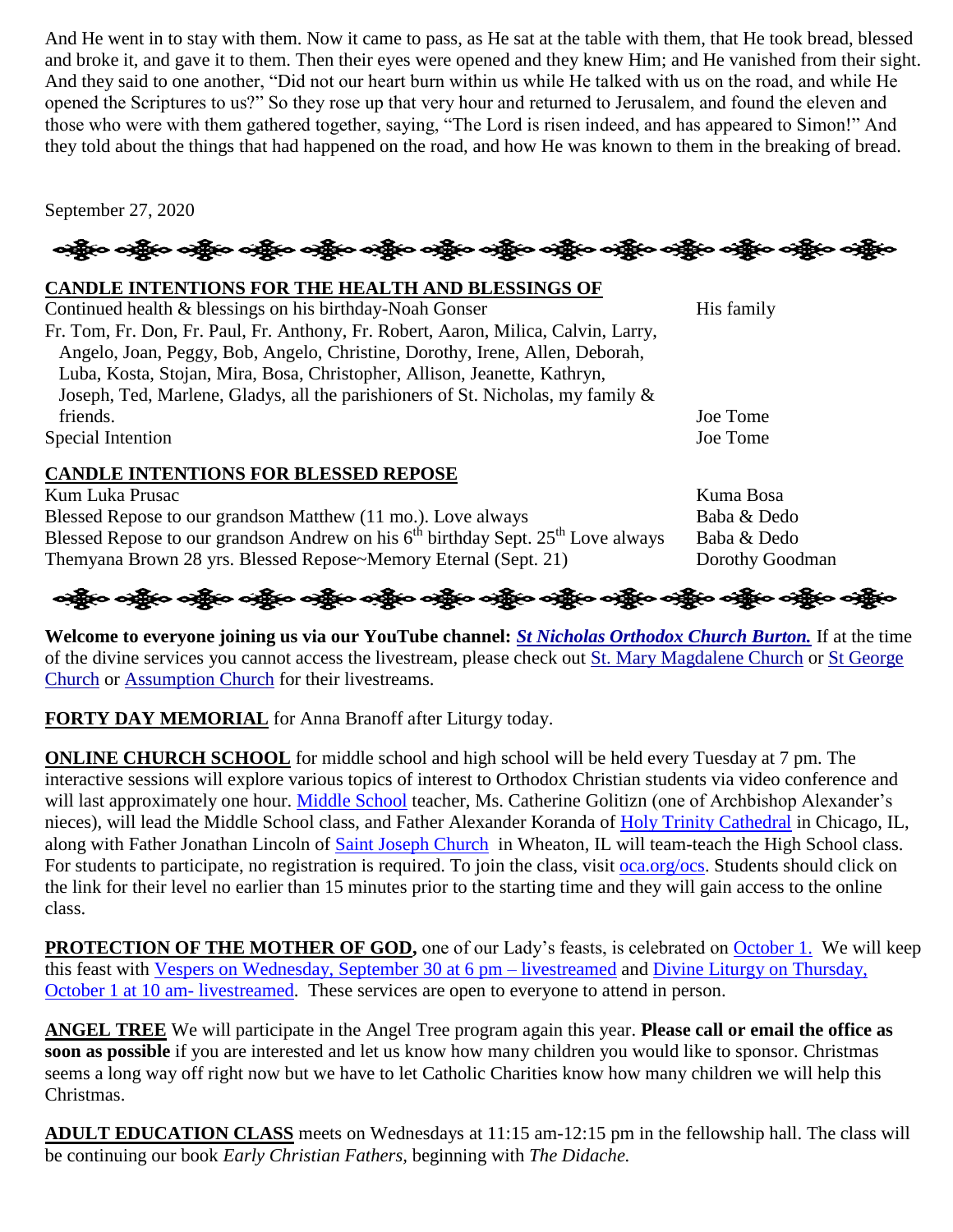And He went in to stay with them. Now it came to pass, as He sat at the table with them, that He took bread, blessed and broke it, and gave it to them. Then their eyes were opened and they knew Him; and He vanished from their sight. And they said to one another, "Did not our heart burn within us while He talked with us on the road, and while He opened the Scriptures to us?" So they rose up that very hour and returned to Jerusalem, and found the eleven and those who were with them gathered together, saying, "The Lord is risen indeed, and has appeared to Simon!" And they told about the things that had happened on the road, and how He was known to them in the breaking of bread.

September 27, 2020

**CANDLE INTENTIONS FOR THE HEALTH AND BLESSINGS OF**

| | |
|---|---|
| Continued health & blessings on his birthday-Noah Gonser | His family |
| Fr. Tom, Fr. Don, Fr. Paul, Fr. Anthony, Fr. Robert, Aaron, Milica, Calvin, Larry, Angelo, Joan, Peggy, Bob, Angelo, Christine, Dorothy, Irene, Allen, Deborah, Luba, Kosta, Stojan, Mira, Bosa, Christopher, Allison, Jeanette, Kathryn, Joseph, Ted, Marlene, Gladys, all the parishioners of St. Nicholas, my family & friends. | Joe Tome |
| Special Intention | Joe Tome |

**CANDLE INTENTIONS FOR BLESSED REPOSE**

| | |
|---|---|
| Kum Luka Prusac | Kuma Bosa |
| Blessed Repose to our grandson Matthew (11 mo.). Love always | Baba & Dedo |
| Blessed Repose to our grandson Andrew on his 6th birthday Sept. 25th Love always | Baba & Dedo |
| Themyana Brown 28 yrs. Blessed Repose~Memory Eternal (Sept. 21) | Dorothy Goodman |

**Welcome to everyone joining us via our YouTube channel:** ***St Nicholas Orthodox Church Burton.*** If at the time of the divine services you cannot access the livestream, please check out St. Mary Magdalene Church or St George Church or Assumption Church for their livestreams.

**FORTY DAY MEMORIAL** for Anna Branoff after Liturgy today.

**ONLINE CHURCH SCHOOL** for middle school and high school will be held every Tuesday at 7 pm. The interactive sessions will explore various topics of interest to Orthodox Christian students via video conference and will last approximately one hour. Middle School teacher, Ms. Catherine Golitizn (one of Archbishop Alexander's nieces), will lead the Middle School class, and Father Alexander Koranda of Holy Trinity Cathedral in Chicago, IL, along with Father Jonathan Lincoln of Saint Joseph Church in Wheaton, IL will team-teach the High School class. For students to participate, no registration is required. To join the class, visit oca.org/ocs. Students should click on the link for their level no earlier than 15 minutes prior to the starting time and they will gain access to the online class.

**PROTECTION OF THE MOTHER OF GOD,** one of our Lady's feasts, is celebrated on October 1. We will keep this feast with Vespers on Wednesday, September 30 at 6 pm – livestreamed and Divine Liturgy on Thursday, October 1 at 10 am- livestreamed. These services are open to everyone to attend in person.

**ANGEL TREE** We will participate in the Angel Tree program again this year. **Please call or email the office as soon as possible** if you are interested and let us know how many children you would like to sponsor. Christmas seems a long way off right now but we have to let Catholic Charities know how many children we will help this Christmas.

**ADULT EDUCATION CLASS** meets on Wednesdays at 11:15 am-12:15 pm in the fellowship hall. The class will be continuing our book *Early Christian Fathers,* beginning with *The Didache.*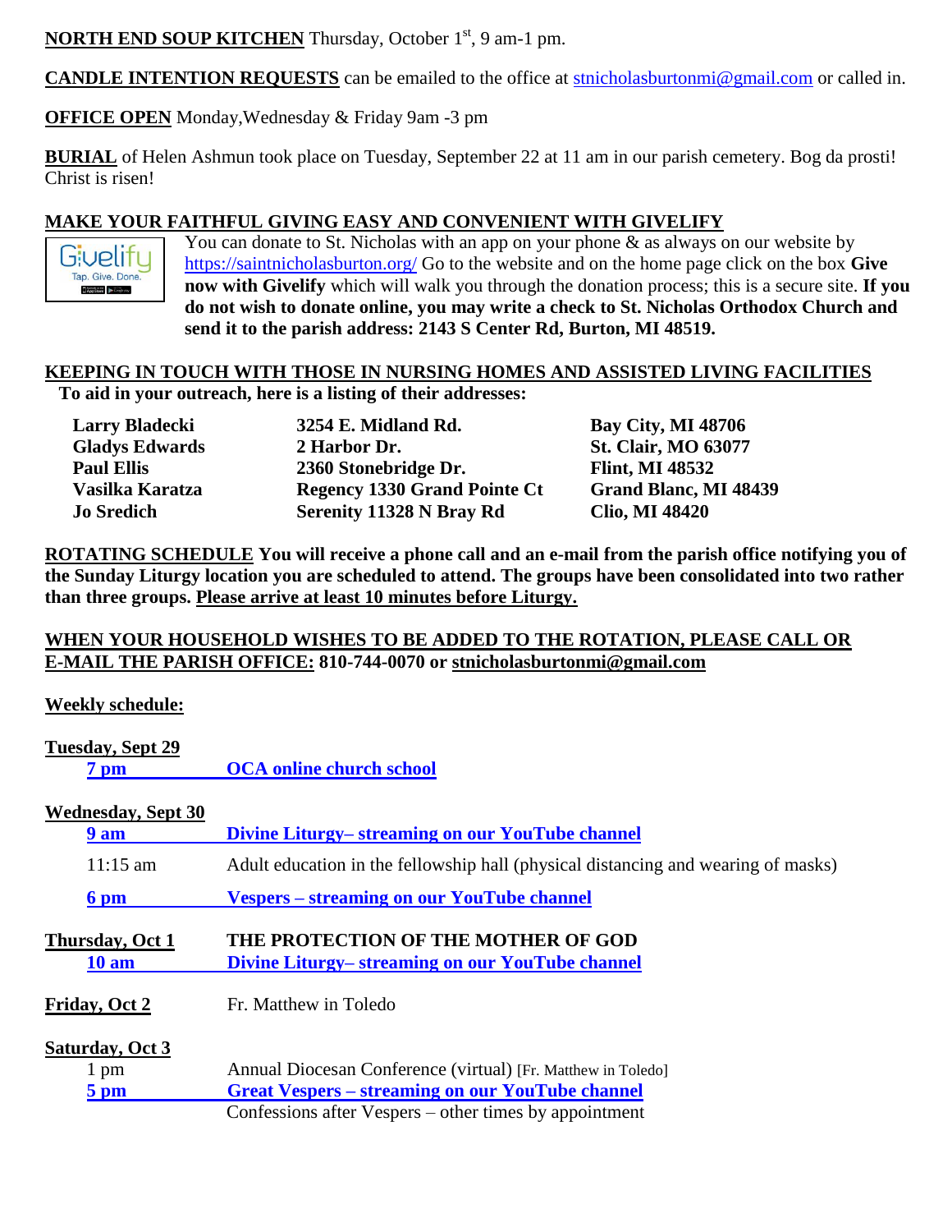**NORTH END SOUP KITCHEN** Thursday, October 1st, 9 am-1 pm.

**CANDLE INTENTION REQUESTS** can be emailed to the office at stnicholasburtonmi@gmail.com or called in.

**OFFICE OPEN** Monday,Wednesday & Friday 9am -3 pm

**BURIAL** of Helen Ashmun took place on Tuesday, September 22 at 11 am in our parish cemetery. Bog da prosti! Christ is risen!

**MAKE YOUR FAITHFUL GIVING EASY AND CONVENIENT WITH GIVELIFY**

You can donate to St. Nicholas with an app on your phone & as always on our website by https://saintnicholasburton.org/ Go to the website and on the home page click on the box **Give now with Givelify** which will walk you through the donation process; this is a secure site. **If you do not wish to donate online, you may write a check to St. Nicholas Orthodox Church and send it to the parish address: 2143 S Center Rd, Burton, MI 48519.**

**KEEPING IN TOUCH WITH THOSE IN NURSING HOMES AND ASSISTED LIVING FACILITIES**

**To aid in your outreach, here is a listing of their addresses:**

| | | |
|---|---|---|
| **Larry Bladecki** | **3254 E. Midland Rd.** | **Bay City, MI 48706** |
| **Gladys Edwards** | **2 Harbor Dr.** | **St. Clair, MO 63077** |
| **Paul Ellis** | **2360 Stonebridge Dr.** | **Flint, MI 48532** |
| **Vasilka Karatza** | **Regency 1330 Grand Pointe Ct** | **Grand Blanc, MI 48439** |
| **Jo Sredich** | **Serenity 11328 N Bray Rd** | **Clio, MI 48420** |

**ROTATING SCHEDULE You will receive a phone call and an e-mail from the parish office notifying you of the Sunday Liturgy location you are scheduled to attend. The groups have been consolidated into two rather than three groups. Please arrive at least 10 minutes before Liturgy.**

**WHEN YOUR HOUSEHOLD WISHES TO BE ADDED TO THE ROTATION, PLEASE CALL OR E-MAIL THE PARISH OFFICE: 810-744-0070 or stnicholasburtonmi@gmail.com**

**Weekly schedule:**

**Tuesday, Sept 29**

- **7 pm** — **OCA online church school**

**Wednesday, Sept 30**

- **9 am** — **Divine Liturgy– streaming on our YouTube channel**
- 11:15 am — Adult education in the fellowship hall (physical distancing and wearing of masks)
- **6 pm** — **Vespers – streaming on our YouTube channel**

**Thursday, Oct 1** — **THE PROTECTION OF THE MOTHER OF GOD**

- **10 am** — **Divine Liturgy– streaming on our YouTube channel**

**Friday, Oct 2** — Fr. Matthew in Toledo

**Saturday, Oct 3**

- 1 pm — Annual Diocesan Conference (virtual) [Fr. Matthew in Toledo]
- **5 pm** — **Great Vespers – streaming on our YouTube channel**
  Confessions after Vespers – other times by appointment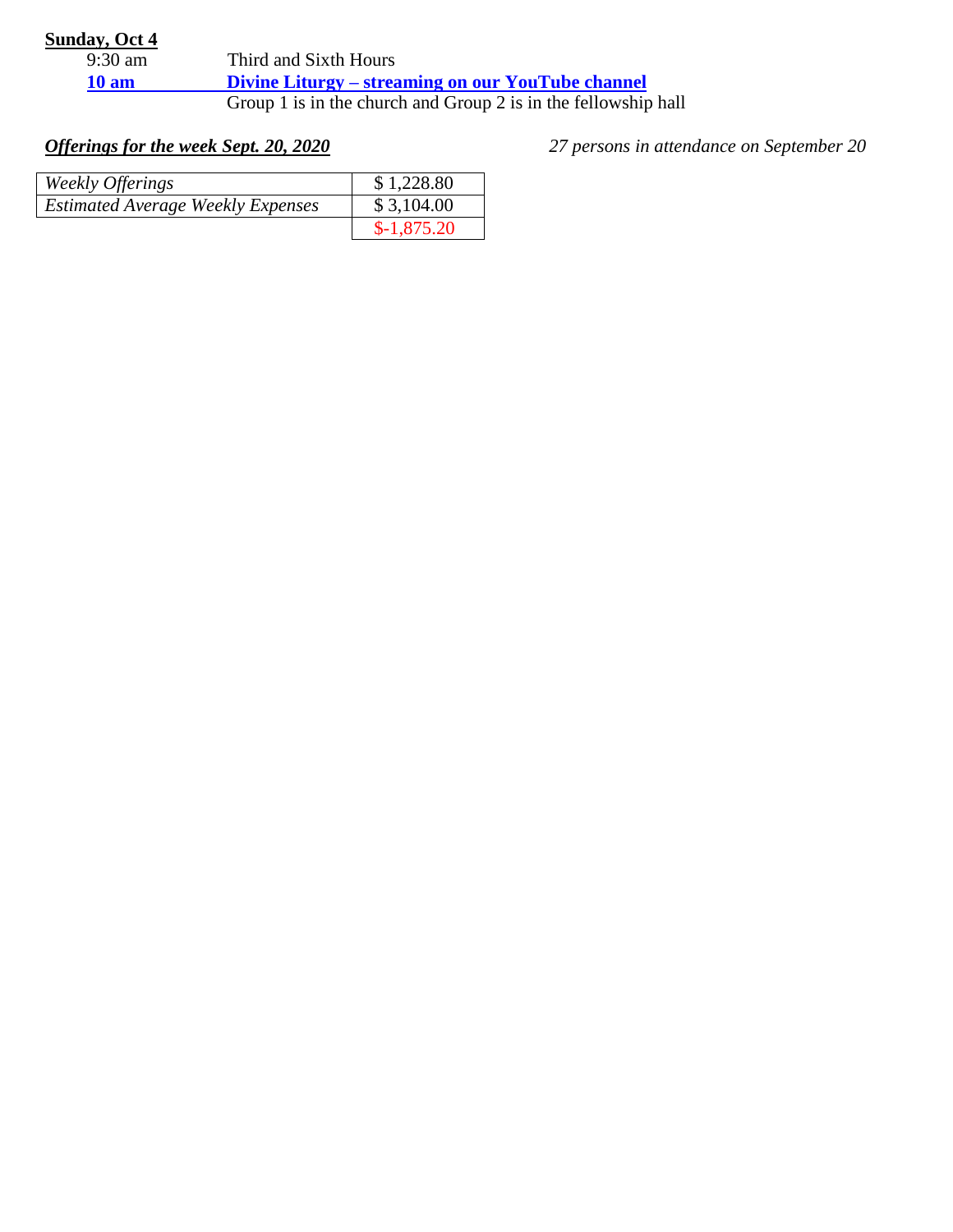**Sunday, Oct 4**

9:30 am — Third and Sixth Hours

**10 am — Divine Liturgy – streaming on our YouTube channel**

Group 1 is in the church and Group 2 is in the fellowship hall

***Offerings for the week Sept. 20, 2020***

*27 persons in attendance on September 20*

| | |
|---|---|
| *Weekly Offerings* | $ 1,228.80 |
| *Estimated Average Weekly Expenses* | $ 3,104.00 |
| | $-1,875.20 |